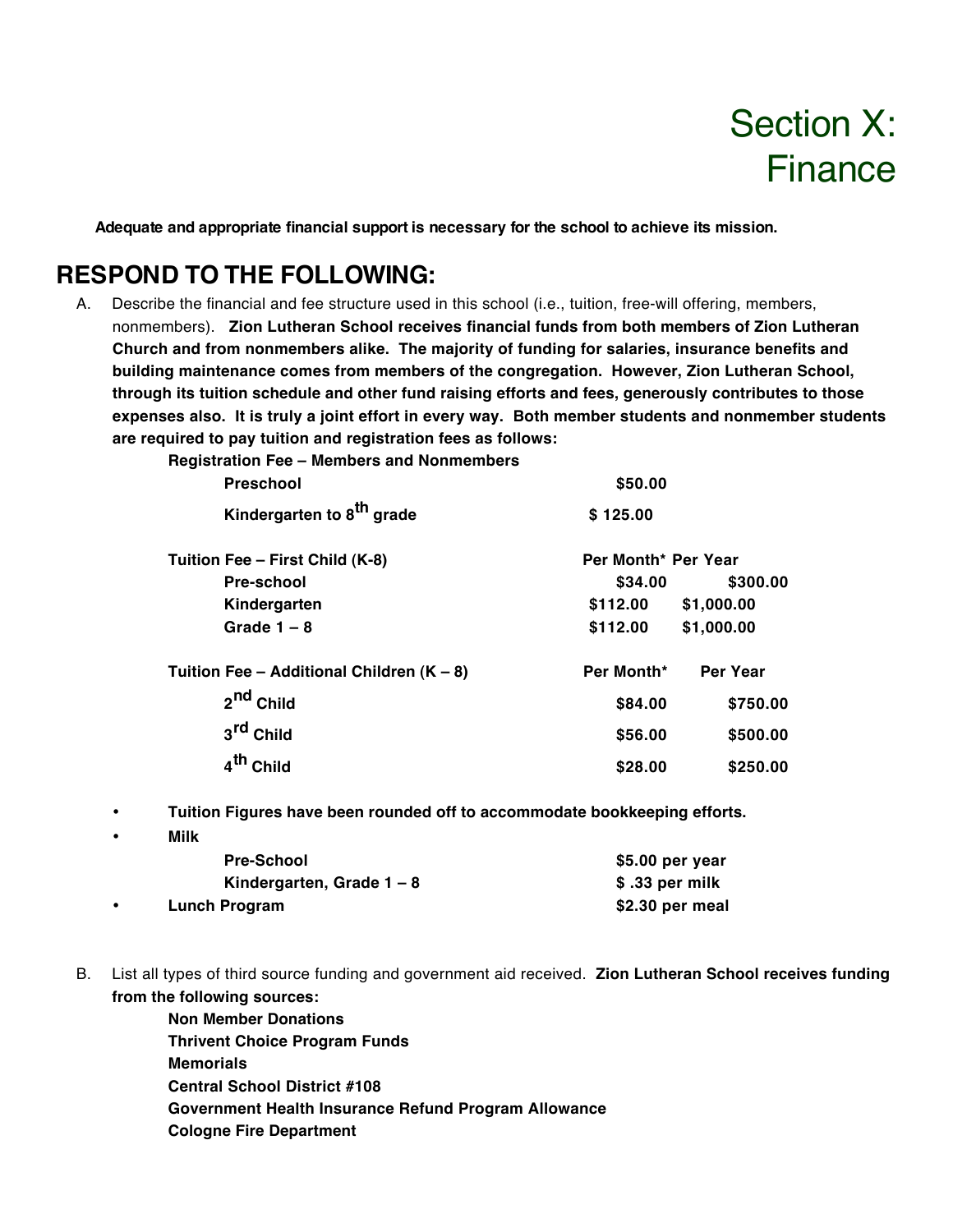# Section X: Finance

**Adequate and appropriate financial support is necessary for the school to achieve its mission.**

## RESPOND TO THE FOLLOWING:

A. Describe the financial and fee structure used in this school (i.e., tuition, free-will offering, members, nonmembers). **Zion Lutheran School receives financial funds from both members of Zion Lutheran Church and from nonmembers alike. The majority of funding for salaries, insurance benefits and building maintenance comes from members of the congregation. However, Zion Lutheran School, through its tuition schedule and other fund raising efforts and fees, generously contributes to those expenses also. It is truly a joint effort in every way. Both member students and nonmember students are required to pay tuition and registration fees as follows:**

| | | |
|---|---|---|
| **Registration Fee – Members and Nonmembers** | | |
| **Preschool** | **$50.00** | |
| **Kindergarten to 8th grade** | **$ 125.00** | |
| | | |
| **Tuition Fee – First Child (K-8)** | **Per Month*** | **Per Year** |
| **Pre-school** | **$34.00** | **$300.00** |
| **Kindergarten** | **$112.00** | **$1,000.00** |
| **Grade 1 – 8** | **$112.00** | **$1,000.00** |
| | | |
| **Tuition Fee – Additional Children (K – 8)** | **Per Month*** | **Per Year** |
| **2nd Child** | **$84.00** | **$750.00** |
| **3rd Child** | **$56.00** | **$500.00** |
| **4th Child** | **$28.00** | **$250.00** |

- **Tuition Figures have been rounded off to accommodate bookkeeping efforts.**
- **Milk**
  - **Pre-School** — **$5.00 per year**
  - **Kindergarten, Grade 1 – 8** — **$ .33 per milk**
- **Lunch Program** — **$2.30 per meal**

B. List all types of third source funding and government aid received. **Zion Lutheran School receives funding from the following sources:**

**Non Member Donations**
**Thrivent Choice Program Funds**
**Memorials**
**Central School District #108**
**Government Health Insurance Refund Program Allowance**
**Cologne Fire Department**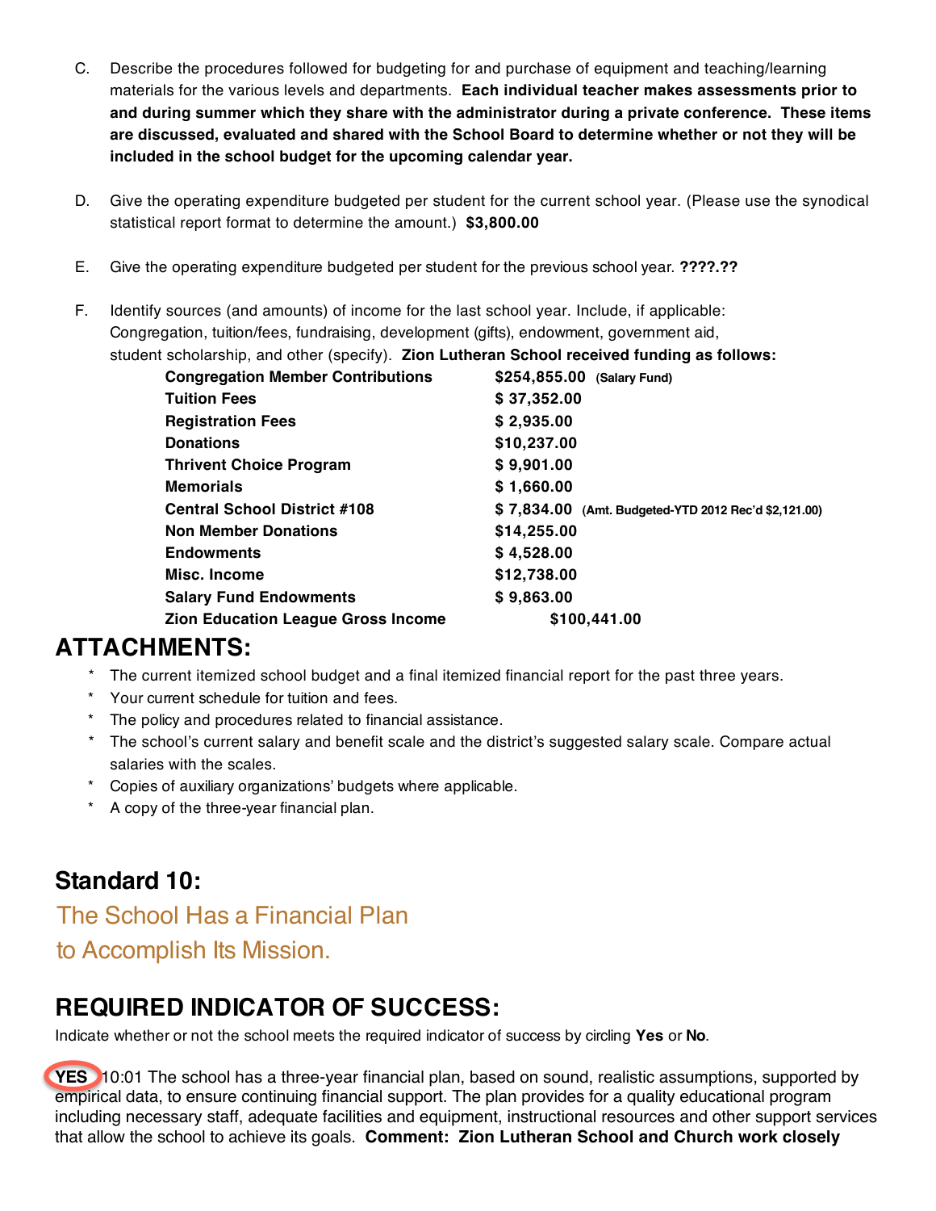C. Describe the procedures followed for budgeting for and purchase of equipment and teaching/learning materials for the various levels and departments. **Each individual teacher makes assessments prior to and during summer which they share with the administrator during a private conference. These items are discussed, evaluated and shared with the School Board to determine whether or not they will be included in the school budget for the upcoming calendar year.**

D. Give the operating expenditure budgeted per student for the current school year. (Please use the synodical statistical report format to determine the amount.) **$3,800.00**

E. Give the operating expenditure budgeted per student for the previous school year. **????.??**

F. Identify sources (and amounts) of income for the last school year. Include, if applicable: Congregation, tuition/fees, fundraising, development (gifts), endowment, government aid, student scholarship, and other (specify). **Zion Lutheran School received funding as follows:**

| | |
|---|---|
| **Congregation Member Contributions** | **$254,855.00** **(Salary Fund)** |
| **Tuition Fees** | **$ 37,352.00** |
| **Registration Fees** | **$ 2,935.00** |
| **Donations** | **$10,237.00** |
| **Thrivent Choice Program** | **$ 9,901.00** |
| **Memorials** | **$ 1,660.00** |
| **Central School District #108** | **$ 7,834.00** **(Amt. Budgeted-YTD 2012 Rec'd $2,121.00)** |
| **Non Member Donations** | **$14,255.00** |
| **Endowments** | **$ 4,528.00** |
| **Misc. Income** | **$12,738.00** |
| **Salary Fund Endowments** | **$ 9,863.00** |
| **Zion Education League Gross Income** | **$100,441.00** |

## ATTACHMENTS:

* The current itemized school budget and a final itemized financial report for the past three years.
* Your current schedule for tuition and fees.
* The policy and procedures related to financial assistance.
* The school's current salary and benefit scale and the district's suggested salary scale. Compare actual salaries with the scales.
* Copies of auxiliary organizations' budgets where applicable.
* A copy of the three-year financial plan.

## Standard 10:

### The School Has a Financial Plan to Accomplish Its Mission.

## REQUIRED INDICATOR OF SUCCESS:

Indicate whether or not the school meets the required indicator of success by circling **Yes** or **No**.

**YES** 10:01 The school has a three-year financial plan, based on sound, realistic assumptions, supported by empirical data, to ensure continuing financial support. The plan provides for a quality educational program including necessary staff, adequate facilities and equipment, instructional resources and other support services that allow the school to achieve its goals. **Comment: Zion Lutheran School and Church work closely**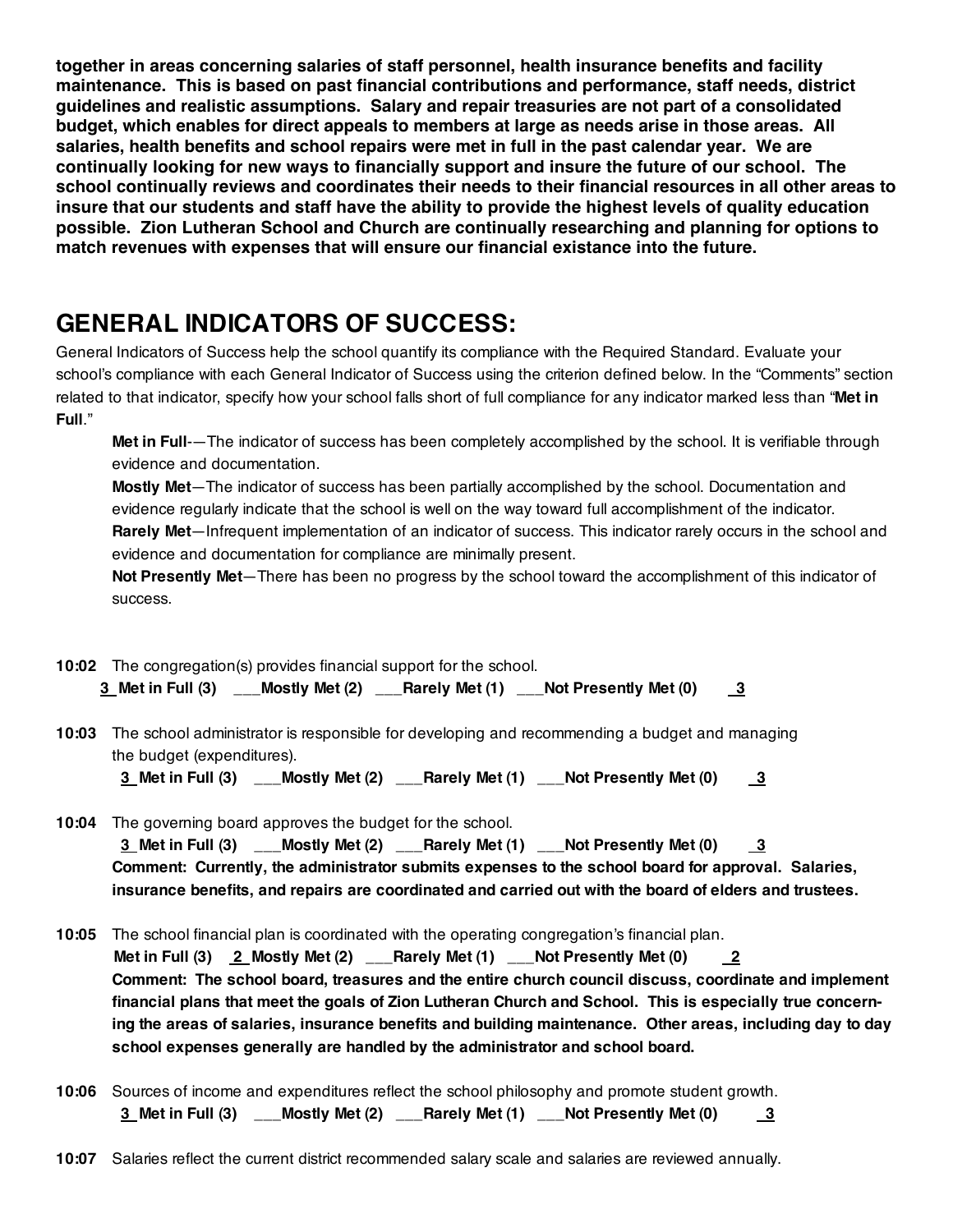**together in areas concerning salaries of staff personnel, health insurance benefits and facility maintenance. This is based on past financial contributions and performance, staff needs, district guidelines and realistic assumptions. Salary and repair treasuries are not part of a consolidated budget, which enables for direct appeals to members at large as needs arise in those areas. All salaries, health benefits and school repairs were met in full in the past calendar year. We are continually looking for new ways to financially support and insure the future of our school. The school continually reviews and coordinates their needs to their financial resources in all other areas to insure that our students and staff have the ability to provide the highest levels of quality education possible. Zion Lutheran School and Church are continually researching and planning for options to match revenues with expenses that will ensure our financial existance into the future.**

# GENERAL INDICATORS OF SUCCESS:

General Indicators of Success help the school quantify its compliance with the Required Standard. Evaluate your school's compliance with each General Indicator of Success using the criterion defined below. In the "Comments" section related to that indicator, specify how your school falls short of full compliance for any indicator marked less than "**Met in Full**."

> **Met in Full**-—The indicator of success has been completely accomplished by the school. It is verifiable through evidence and documentation.
>
> **Mostly Met**—The indicator of success has been partially accomplished by the school. Documentation and evidence regularly indicate that the school is well on the way toward full accomplishment of the indicator.
>
> **Rarely Met**—Infrequent implementation of an indicator of success. This indicator rarely occurs in the school and evidence and documentation for compliance are minimally present.
>
> **Not Presently Met**—There has been no progress by the school toward the accomplishment of this indicator of success.

**10:02** The congregation(s) provides financial support for the school.

**_3_ Met in Full (3) \_\_\_Mostly Met (2) \_\_\_Rarely Met (1) \_\_\_Not Presently Met (0) _3_**

**10:03** The school administrator is responsible for developing and recommending a budget and managing the budget (expenditures).

**_3_ Met in Full (3) \_\_\_Mostly Met (2) \_\_\_Rarely Met (1) \_\_\_Not Presently Met (0) _3_**

**10:04** The governing board approves the budget for the school.

**_3_ Met in Full (3) \_\_\_Mostly Met (2) \_\_\_Rarely Met (1) \_\_\_Not Presently Met (0) _3_**

**Comment: Currently, the administrator submits expenses to the school board for approval. Salaries, insurance benefits, and repairs are coordinated and carried out with the board of elders and trustees.**

**10:05** The school financial plan is coordinated with the operating congregation's financial plan.

**Met in Full (3) _2_ Mostly Met (2) \_\_\_Rarely Met (1) \_\_\_Not Presently Met (0) _2_**

**Comment: The school board, treasures and the entire church council discuss, coordinate and implement financial plans that meet the goals of Zion Lutheran Church and School. This is especially true concerning the areas of salaries, insurance benefits and building maintenance. Other areas, including day to day school expenses generally are handled by the administrator and school board.**

**10:06** Sources of income and expenditures reflect the school philosophy and promote student growth.

**_3_ Met in Full (3) \_\_\_Mostly Met (2) \_\_\_Rarely Met (1) \_\_\_Not Presently Met (0) _3_**

**10:07** Salaries reflect the current district recommended salary scale and salaries are reviewed annually.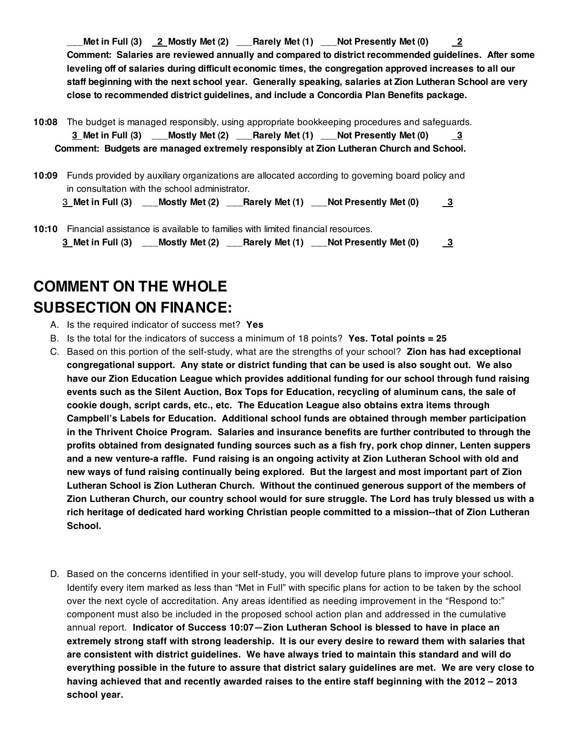___**Met in Full (3)** __2__ **Mostly Met (2)** ___**Rarely Met (1)** ___**Not Presently Met (0)** __2__

**Comment: Salaries are reviewed annually and compared to district recommended guidelines. After some leveling off of salaries during difficult economic times, the congregation approved increases to all our staff beginning with the next school year. Generally speaking, salaries at Zion Lutheran School are very close to recommended district guidelines, and include a Concordia Plan Benefits package.**

**10:08** The budget is managed responsibly, using appropriate bookkeeping procedures and safeguards.

__3__ **Met in Full (3)** ___**Mostly Met (2)** ___**Rarely Met (1)** ___**Not Presently Met (0)** __3__

**Comment: Budgets are managed extremely responsibly at Zion Lutheran Church and School.**

**10:09** Funds provided by auxiliary organizations are allocated according to governing board policy and in consultation with the school administrator.

__3__ **Met in Full (3)** ___**Mostly Met (2)** ___**Rarely Met (1)** ___**Not Presently Met (0)** __3__

**10:10** Financial assistance is available to families with limited financial resources.

__3__ **Met in Full (3)** ___**Mostly Met (2)** ___**Rarely Met (1)** ___**Not Presently Met (0)** __3__

## COMMENT ON THE WHOLE SUBSECTION ON FINANCE:

A. Is the required indicator of success met? **Yes**

B. Is the total for the indicators of success a minimum of 18 points? **Yes. Total points = 25**

C. Based on this portion of the self-study, what are the strengths of your school? **Zion has had exceptional congregational support. Any state or district funding that can be used is also sought out. We also have our Zion Education League which provides additional funding for our school through fund raising events such as the Silent Auction, Box Tops for Education, recycling of aluminum cans, the sale of cookie dough, script cards, etc., etc. The Education League also obtains extra items through Campbell's Labels for Education. Additional school funds are obtained through member participation in the Thrivent Choice Program. Salaries and insurance benefits are further contributed to through the profits obtained from designated funding sources such as a fish fry, pork chop dinner, Lenten suppers and a new venture-a raffle. Fund raising is an ongoing activity at Zion Lutheran School with old and new ways of fund raising continually being explored. But the largest and most important part of Zion Lutheran School is Zion Lutheran Church. Without the continued generous support of the members of Zion Lutheran Church, our country school would for sure struggle. The Lord has truly blessed us with a rich heritage of dedicated hard working Christian people committed to a mission--that of Zion Lutheran School.**

D. Based on the concerns identified in your self-study, you will develop future plans to improve your school. Identify every item marked as less than "Met in Full" with specific plans for action to be taken by the school over the next cycle of accreditation. Any areas identified as needing improvement in the "Respond to:" component must also be included in the proposed school action plan and addressed in the cumulative annual report. **Indicator of Success 10:07—Zion Lutheran School is blessed to have in place an extremely strong staff with strong leadership. It is our every desire to reward them with salaries that are consistent with district guidelines. We have always tried to maintain this standard and will do everything possible in the future to assure that district salary guidelines are met. We are very close to having achieved that and recently awarded raises to the entire staff beginning with the 2012 – 2013 school year.**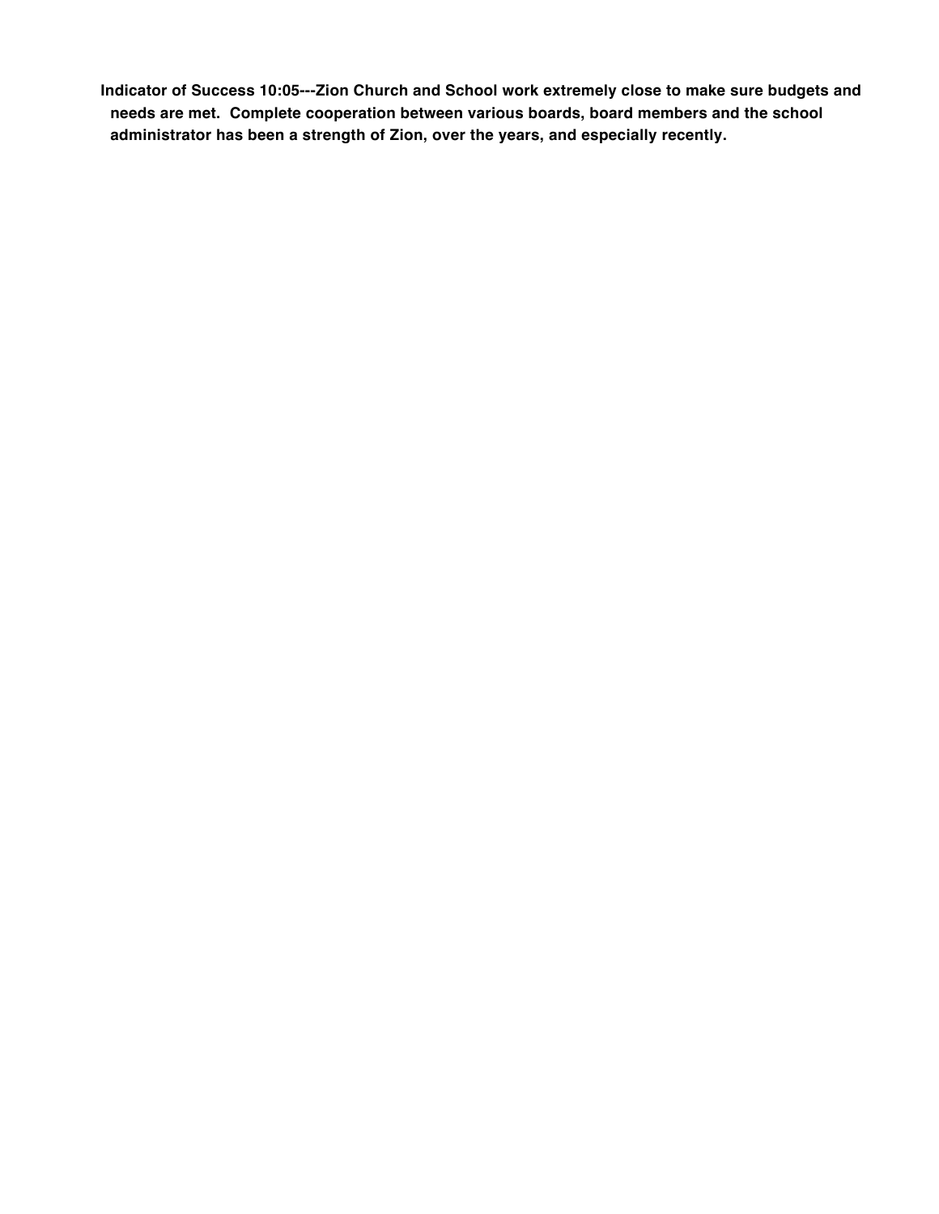**Indicator of Success 10:05---Zion Church and School work extremely close to make sure budgets and needs are met. Complete cooperation between various boards, board members and the school administrator has been a strength of Zion, over the years, and especially recently.**